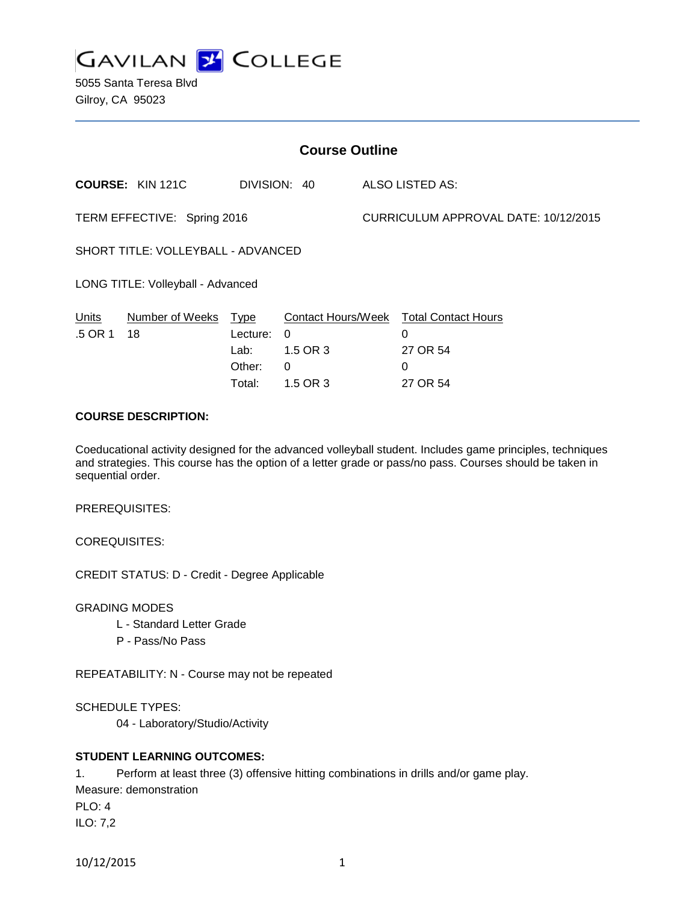# GAVILAN COLLEGE

5055 Santa Teresa Blvd
Gilroy, CA 95023

## Course Outline

**COURSE:** KIN 121C DIVISION: 40 ALSO LISTED AS:

TERM EFFECTIVE: Spring 2016 CURRICULUM APPROVAL DATE: 10/12/2015

SHORT TITLE: VOLLEYBALL - ADVANCED

LONG TITLE: Volleyball - Advanced

| Units | Number of Weeks | Type | Contact Hours/Week | Total Contact Hours |
|---|---|---|---|---|
| .5 OR 1 | 18 | Lecture: | 0 | 0 |
| | | Lab: | 1.5 OR 3 | 27 OR 54 |
| | | Other: | 0 | 0 |
| | | Total: | 1.5 OR 3 | 27 OR 54 |

**COURSE DESCRIPTION:**

Coeducational activity designed for the advanced volleyball student. Includes game principles, techniques and strategies. This course has the option of a letter grade or pass/no pass. Courses should be taken in sequential order.

PREREQUISITES:

COREQUISITES:

CREDIT STATUS: D - Credit - Degree Applicable

GRADING MODES

L - Standard Letter Grade

P - Pass/No Pass

REPEATABILITY: N - Course may not be repeated

SCHEDULE TYPES:

04 - Laboratory/Studio/Activity

**STUDENT LEARNING OUTCOMES:**

1. Perform at least three (3) offensive hitting combinations in drills and/or game play.

Measure: demonstration

PLO: 4

ILO: 7,2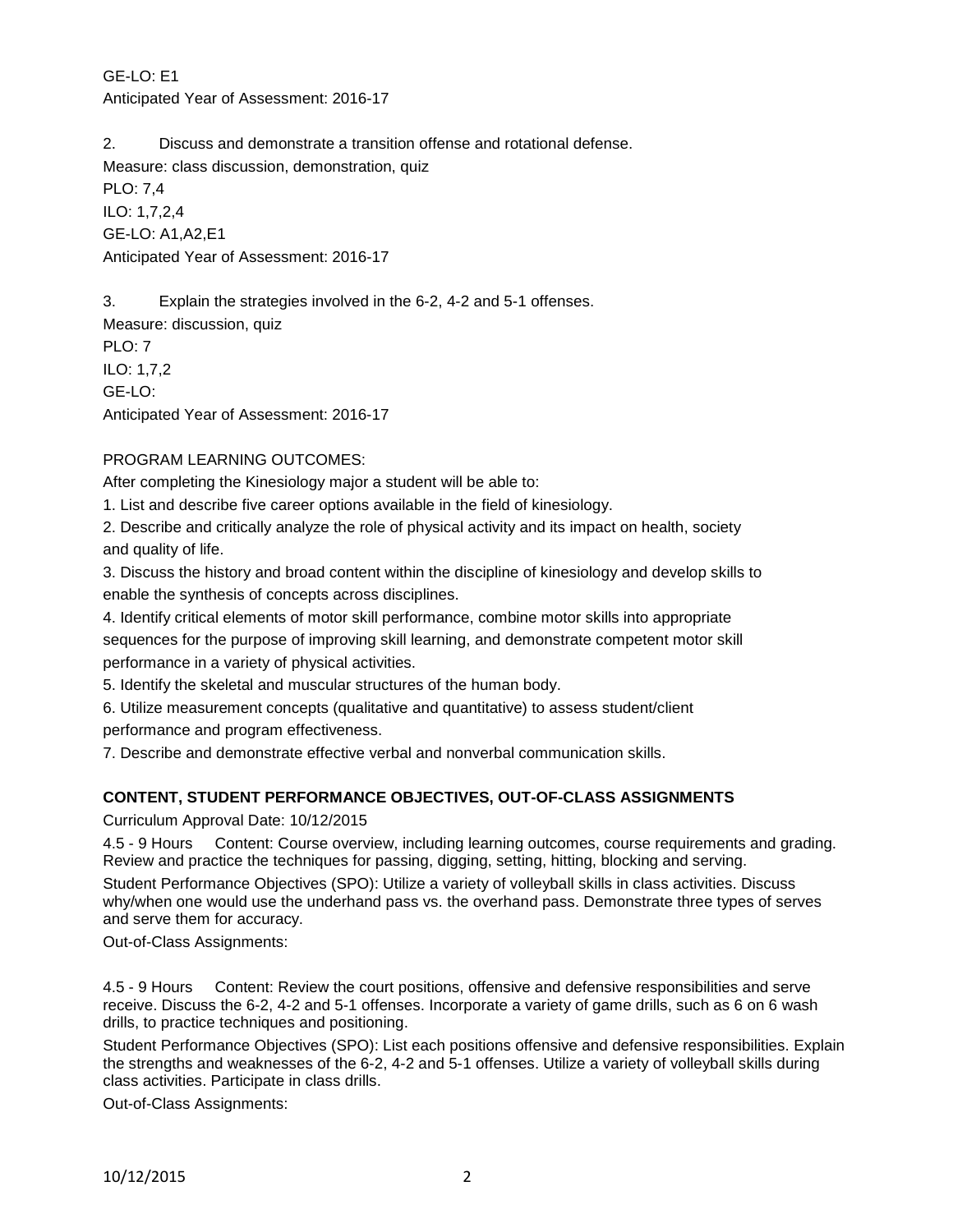GE-LO: E1
Anticipated Year of Assessment: 2016-17

2. Discuss and demonstrate a transition offense and rotational defense.
Measure: class discussion, demonstration, quiz
PLO: 7,4
ILO: 1,7,2,4
GE-LO: A1,A2,E1
Anticipated Year of Assessment: 2016-17

3. Explain the strategies involved in the 6-2, 4-2 and 5-1 offenses.
Measure: discussion, quiz
PLO: 7
ILO: 1,7,2
GE-LO:
Anticipated Year of Assessment: 2016-17

PROGRAM LEARNING OUTCOMES:
After completing the Kinesiology major a student will be able to:
1. List and describe five career options available in the field of kinesiology.
2. Describe and critically analyze the role of physical activity and its impact on health, society and quality of life.
3. Discuss the history and broad content within the discipline of kinesiology and develop skills to enable the synthesis of concepts across disciplines.
4. Identify critical elements of motor skill performance, combine motor skills into appropriate sequences for the purpose of improving skill learning, and demonstrate competent motor skill performance in a variety of physical activities.
5. Identify the skeletal and muscular structures of the human body.
6. Utilize measurement concepts (qualitative and quantitative) to assess student/client performance and program effectiveness.
7. Describe and demonstrate effective verbal and nonverbal communication skills.

**CONTENT, STUDENT PERFORMANCE OBJECTIVES, OUT-OF-CLASS ASSIGNMENTS**

Curriculum Approval Date: 10/12/2015

4.5 - 9 Hours Content: Course overview, including learning outcomes, course requirements and grading. Review and practice the techniques for passing, digging, setting, hitting, blocking and serving.

Student Performance Objectives (SPO): Utilize a variety of volleyball skills in class activities. Discuss why/when one would use the underhand pass vs. the overhand pass. Demonstrate three types of serves and serve them for accuracy.

Out-of-Class Assignments:

4.5 - 9 Hours Content: Review the court positions, offensive and defensive responsibilities and serve receive. Discuss the 6-2, 4-2 and 5-1 offenses. Incorporate a variety of game drills, such as 6 on 6 wash drills, to practice techniques and positioning.

Student Performance Objectives (SPO): List each positions offensive and defensive responsibilities. Explain the strengths and weaknesses of the 6-2, 4-2 and 5-1 offenses. Utilize a variety of volleyball skills during class activities. Participate in class drills.

Out-of-Class Assignments: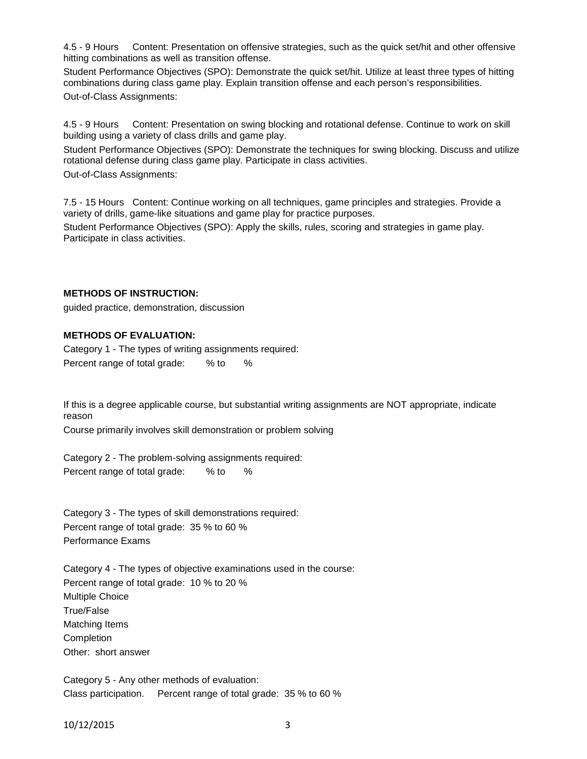4.5 - 9 Hours Content: Presentation on offensive strategies, such as the quick set/hit and other offensive hitting combinations as well as transition offense.

Student Performance Objectives (SPO): Demonstrate the quick set/hit. Utilize at least three types of hitting combinations during class game play. Explain transition offense and each person's responsibilities.

Out-of-Class Assignments:

4.5 - 9 Hours Content: Presentation on swing blocking and rotational defense. Continue to work on skill building using a variety of class drills and game play.

Student Performance Objectives (SPO): Demonstrate the techniques for swing blocking. Discuss and utilize rotational defense during class game play. Participate in class activities.

Out-of-Class Assignments:

7.5 - 15 Hours Content: Continue working on all techniques, game principles and strategies. Provide a variety of drills, game-like situations and game play for practice purposes.

Student Performance Objectives (SPO): Apply the skills, rules, scoring and strategies in game play. Participate in class activities.

**METHODS OF INSTRUCTION:**

guided practice, demonstration, discussion

**METHODS OF EVALUATION:**

Category 1 - The types of writing assignments required:

Percent range of total grade: % to %

If this is a degree applicable course, but substantial writing assignments are NOT appropriate, indicate reason

Course primarily involves skill demonstration or problem solving

Category 2 - The problem-solving assignments required:

Percent range of total grade: % to %

Category 3 - The types of skill demonstrations required:

Percent range of total grade: 35 % to 60 %

Performance Exams

Category 4 - The types of objective examinations used in the course:

Percent range of total grade: 10 % to 20 %

Multiple Choice

True/False

Matching Items

Completion

Other: short answer

Category 5 - Any other methods of evaluation:

Class participation. Percent range of total grade: 35 % to 60 %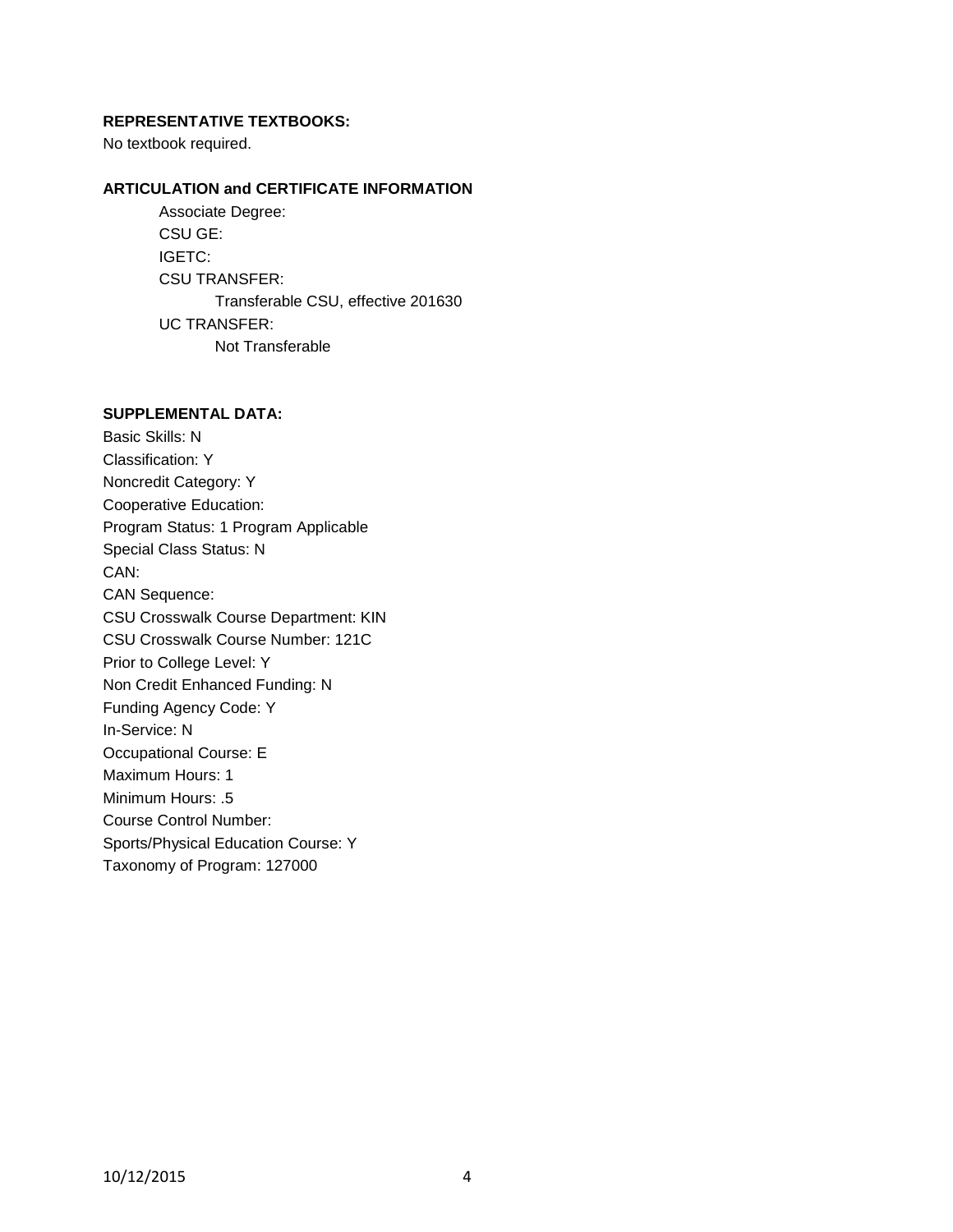**REPRESENTATIVE TEXTBOOKS:**

No textbook required.

**ARTICULATION and CERTIFICATE INFORMATION**

Associate Degree:
CSU GE:
IGETC:
CSU TRANSFER:
  Transferable CSU, effective 201630
UC TRANSFER:
  Not Transferable

**SUPPLEMENTAL DATA:**

Basic Skills: N
Classification: Y
Noncredit Category: Y
Cooperative Education:
Program Status: 1 Program Applicable
Special Class Status: N
CAN:
CAN Sequence:
CSU Crosswalk Course Department: KIN
CSU Crosswalk Course Number: 121C
Prior to College Level: Y
Non Credit Enhanced Funding: N
Funding Agency Code: Y
In-Service: N
Occupational Course: E
Maximum Hours: 1
Minimum Hours: .5
Course Control Number:
Sports/Physical Education Course: Y
Taxonomy of Program: 127000